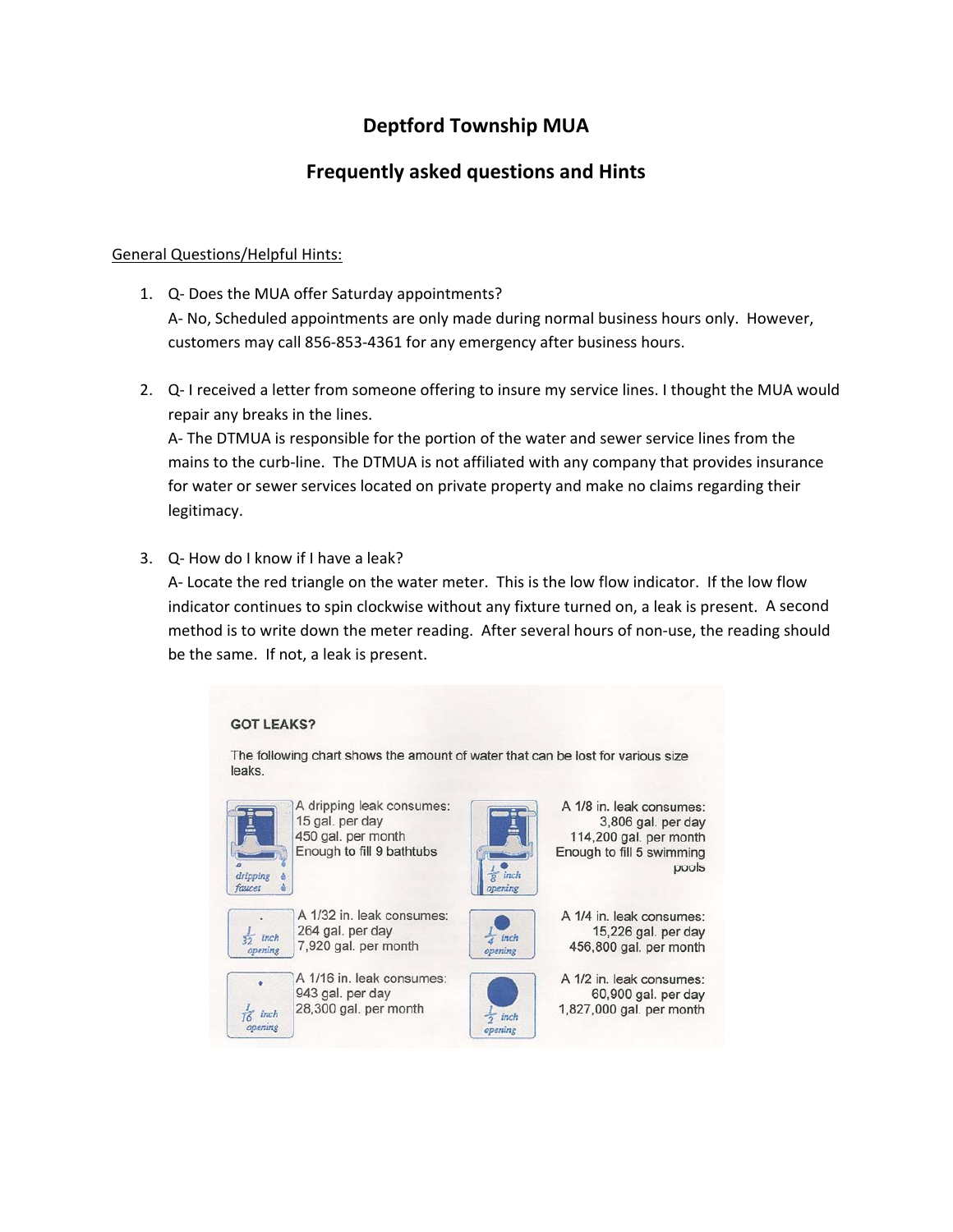# Deptford Township MUA

## Frequently asked questions and Hints

General Questions/Helpful Hints:

1. Q- Does the MUA offer Saturday appointments?
   A- No, Scheduled appointments are only made during normal business hours only. However, customers may call 856-853-4361 for any emergency after business hours.

2. Q- I received a letter from someone offering to insure my service lines. I thought the MUA would repair any breaks in the lines.
   A- The DTMUA is responsible for the portion of the water and sewer service lines from the mains to the curb-line. The DTMUA is not affiliated with any company that provides insurance for water or sewer services located on private property and make no claims regarding their legitimacy.

3. Q- How do I know if I have a leak?
   A- Locate the red triangle on the water meter. This is the low flow indicator. If the low flow indicator continues to spin clockwise without any fixture turned on, a leak is present. A second method is to write down the meter reading. After several hours of non-use, the reading should be the same. If not, a leak is present.

**GOT LEAKS?**

The following chart shows the amount of water that can be lost for various size leaks.

| Leak size | Consumption |
|---|---|
| dripping faucet | A dripping leak consumes: 15 gal. per day, 450 gal. per month. Enough to fill 9 bathtubs |
| 1/32 inch opening | A 1/32 in. leak consumes: 264 gal. per day, 7,920 gal. per month |
| 1/16 inch opening | A 1/16 in. leak consumes: 943 gal. per day, 28,300 gal. per month |
| 1/8 inch opening | A 1/8 in. leak consumes: 3,806 gal. per day, 114,200 gal. per month. Enough to fill 5 swimming pools |
| 1/4 inch opening | A 1/4 in. leak consumes: 15,226 gal. per day, 456,800 gal. per month |
| 1/2 inch opening | A 1/2 in. leak consumes: 60,900 gal. per day, 1,827,000 gal. per month |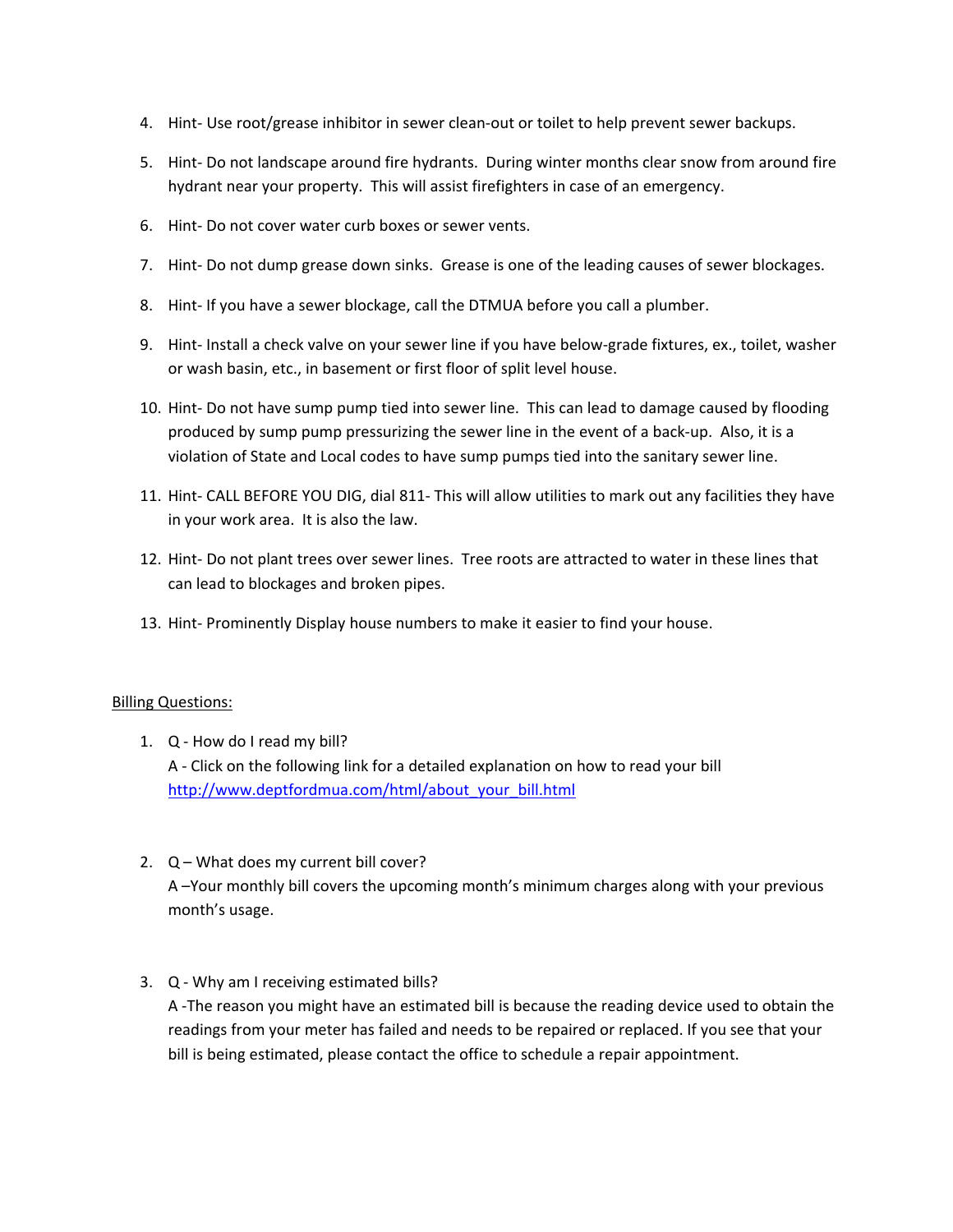4. Hint- Use root/grease inhibitor in sewer clean-out or toilet to help prevent sewer backups.

5. Hint- Do not landscape around fire hydrants. During winter months clear snow from around fire hydrant near your property. This will assist firefighters in case of an emergency.

6. Hint- Do not cover water curb boxes or sewer vents.

7. Hint- Do not dump grease down sinks. Grease is one of the leading causes of sewer blockages.

8. Hint- If you have a sewer blockage, call the DTMUA before you call a plumber.

9. Hint- Install a check valve on your sewer line if you have below-grade fixtures, ex., toilet, washer or wash basin, etc., in basement or first floor of split level house.

10. Hint- Do not have sump pump tied into sewer line. This can lead to damage caused by flooding produced by sump pump pressurizing the sewer line in the event of a back-up. Also, it is a violation of State and Local codes to have sump pumps tied into the sanitary sewer line.

11. Hint- CALL BEFORE YOU DIG, dial 811- This will allow utilities to mark out any facilities they have in your work area. It is also the law.

12. Hint- Do not plant trees over sewer lines. Tree roots are attracted to water in these lines that can lead to blockages and broken pipes.

13. Hint- Prominently Display house numbers to make it easier to find your house.

<u>Billing Questions:</u>

1. Q - How do I read my bill?
   A - Click on the following link for a detailed explanation on how to read your bill
   http://www.deptfordmua.com/html/about_your_bill.html

2. Q – What does my current bill cover?
   A –Your monthly bill covers the upcoming month's minimum charges along with your previous month's usage.

3. Q - Why am I receiving estimated bills?
   A -The reason you might have an estimated bill is because the reading device used to obtain the readings from your meter has failed and needs to be repaired or replaced. If you see that your bill is being estimated, please contact the office to schedule a repair appointment.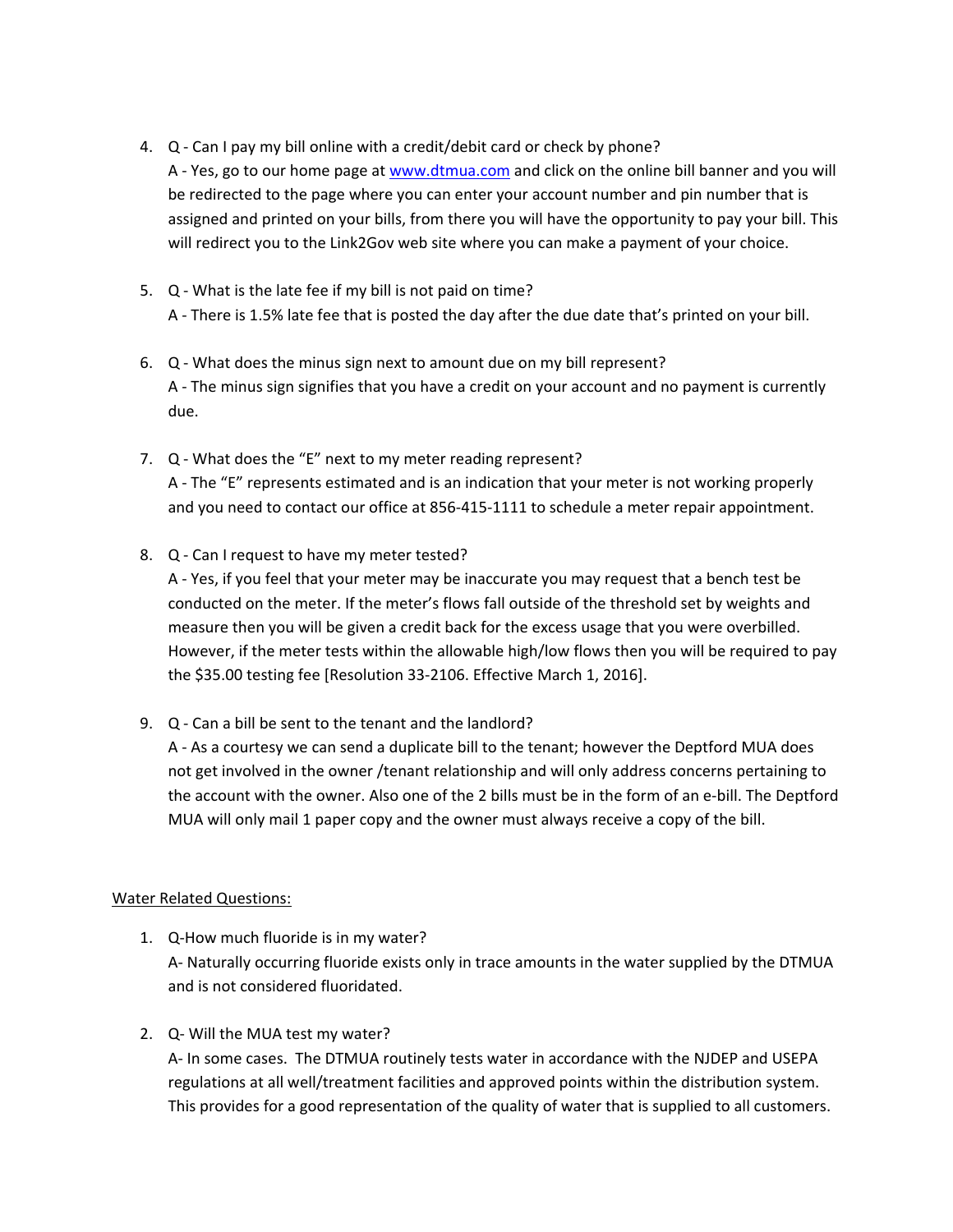4. Q - Can I pay my bill online with a credit/debit card or check by phone?
   A - Yes, go to our home page at www.dtmua.com and click on the online bill banner and you will be redirected to the page where you can enter your account number and pin number that is assigned and printed on your bills, from there you will have the opportunity to pay your bill. This will redirect you to the Link2Gov web site where you can make a payment of your choice.

5. Q - What is the late fee if my bill is not paid on time?
   A - There is 1.5% late fee that is posted the day after the due date that's printed on your bill.

6. Q - What does the minus sign next to amount due on my bill represent?
   A - The minus sign signifies that you have a credit on your account and no payment is currently due.

7. Q - What does the "E" next to my meter reading represent?
   A - The "E" represents estimated and is an indication that your meter is not working properly and you need to contact our office at 856-415-1111 to schedule a meter repair appointment.

8. Q - Can I request to have my meter tested?
   A - Yes, if you feel that your meter may be inaccurate you may request that a bench test be conducted on the meter. If the meter's flows fall outside of the threshold set by weights and measure then you will be given a credit back for the excess usage that you were overbilled. However, if the meter tests within the allowable high/low flows then you will be required to pay the $35.00 testing fee [Resolution 33-2106. Effective March 1, 2016].

9. Q - Can a bill be sent to the tenant and the landlord?
   A - As a courtesy we can send a duplicate bill to the tenant; however the Deptford MUA does not get involved in the owner /tenant relationship and will only address concerns pertaining to the account with the owner. Also one of the 2 bills must be in the form of an e-bill. The Deptford MUA will only mail 1 paper copy and the owner must always receive a copy of the bill.

<u>Water Related Questions:</u>

1. Q-How much fluoride is in my water?
   A- Naturally occurring fluoride exists only in trace amounts in the water supplied by the DTMUA and is not considered fluoridated.

2. Q- Will the MUA test my water?
   A- In some cases. The DTMUA routinely tests water in accordance with the NJDEP and USEPA regulations at all well/treatment facilities and approved points within the distribution system. This provides for a good representation of the quality of water that is supplied to all customers.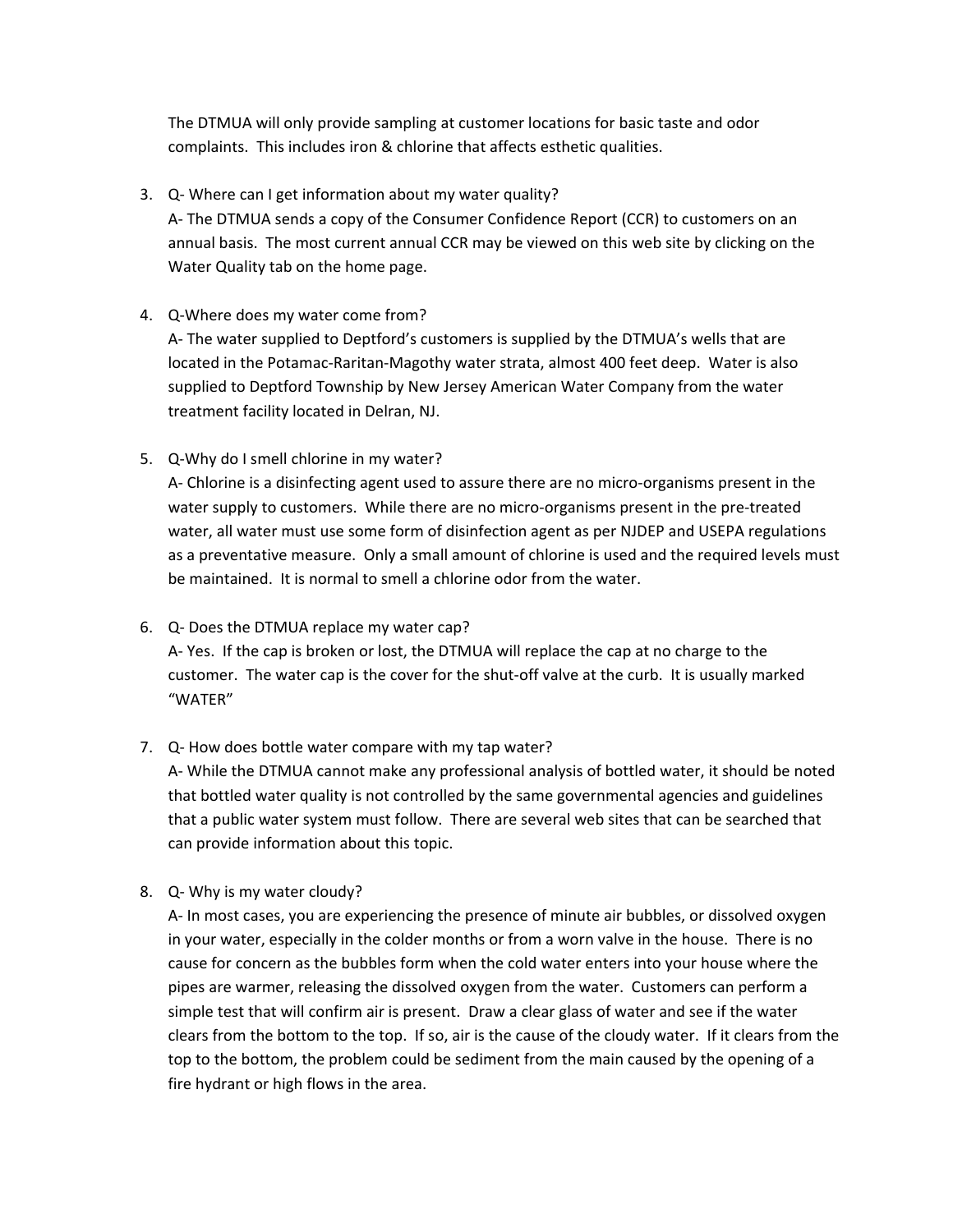The DTMUA will only provide sampling at customer locations for basic taste and odor complaints. This includes iron & chlorine that affects esthetic qualities.

3. Q- Where can I get information about my water quality?
   A- The DTMUA sends a copy of the Consumer Confidence Report (CCR) to customers on an annual basis. The most current annual CCR may be viewed on this web site by clicking on the Water Quality tab on the home page.

4. Q-Where does my water come from?
   A- The water supplied to Deptford's customers is supplied by the DTMUA's wells that are located in the Potamac-Raritan-Magothy water strata, almost 400 feet deep. Water is also supplied to Deptford Township by New Jersey American Water Company from the water treatment facility located in Delran, NJ.

5. Q-Why do I smell chlorine in my water?
   A- Chlorine is a disinfecting agent used to assure there are no micro-organisms present in the water supply to customers. While there are no micro-organisms present in the pre-treated water, all water must use some form of disinfection agent as per NJDEP and USEPA regulations as a preventative measure. Only a small amount of chlorine is used and the required levels must be maintained. It is normal to smell a chlorine odor from the water.

6. Q- Does the DTMUA replace my water cap?
   A- Yes. If the cap is broken or lost, the DTMUA will replace the cap at no charge to the customer. The water cap is the cover for the shut-off valve at the curb. It is usually marked "WATER"

7. Q- How does bottle water compare with my tap water?
   A- While the DTMUA cannot make any professional analysis of bottled water, it should be noted that bottled water quality is not controlled by the same governmental agencies and guidelines that a public water system must follow. There are several web sites that can be searched that can provide information about this topic.

8. Q- Why is my water cloudy?
   A- In most cases, you are experiencing the presence of minute air bubbles, or dissolved oxygen in your water, especially in the colder months or from a worn valve in the house. There is no cause for concern as the bubbles form when the cold water enters into your house where the pipes are warmer, releasing the dissolved oxygen from the water. Customers can perform a simple test that will confirm air is present. Draw a clear glass of water and see if the water clears from the bottom to the top. If so, air is the cause of the cloudy water. If it clears from the top to the bottom, the problem could be sediment from the main caused by the opening of a fire hydrant or high flows in the area.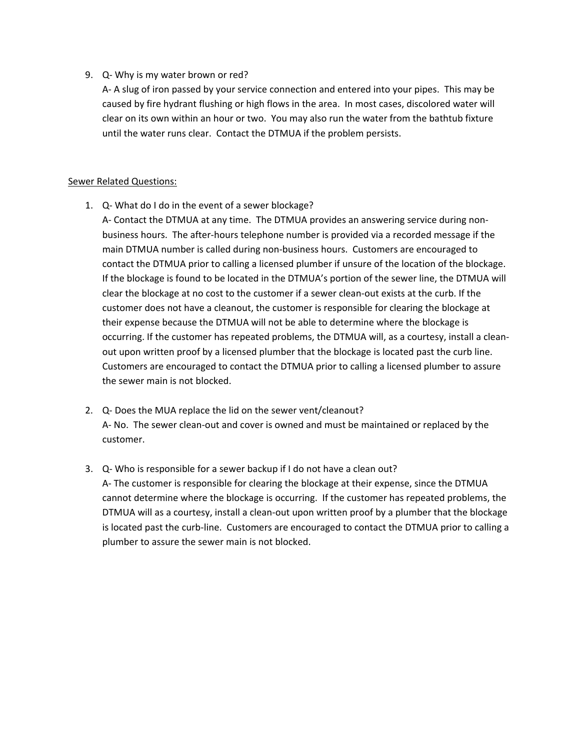9. Q- Why is my water brown or red?
   A- A slug of iron passed by your service connection and entered into your pipes. This may be caused by fire hydrant flushing or high flows in the area. In most cases, discolored water will clear on its own within an hour or two. You may also run the water from the bathtub fixture until the water runs clear. Contact the DTMUA if the problem persists.

<u>Sewer Related Questions:</u>

1. Q- What do I do in the event of a sewer blockage?
   A- Contact the DTMUA at any time. The DTMUA provides an answering service during non-business hours. The after-hours telephone number is provided via a recorded message if the main DTMUA number is called during non-business hours. Customers are encouraged to contact the DTMUA prior to calling a licensed plumber if unsure of the location of the blockage. If the blockage is found to be located in the DTMUA's portion of the sewer line, the DTMUA will clear the blockage at no cost to the customer if a sewer clean-out exists at the curb. If the customer does not have a cleanout, the customer is responsible for clearing the blockage at their expense because the DTMUA will not be able to determine where the blockage is occurring. If the customer has repeated problems, the DTMUA will, as a courtesy, install a clean-out upon written proof by a licensed plumber that the blockage is located past the curb line. Customers are encouraged to contact the DTMUA prior to calling a licensed plumber to assure the sewer main is not blocked.

2. Q- Does the MUA replace the lid on the sewer vent/cleanout?
   A- No. The sewer clean-out and cover is owned and must be maintained or replaced by the customer.

3. Q- Who is responsible for a sewer backup if I do not have a clean out?
   A- The customer is responsible for clearing the blockage at their expense, since the DTMUA cannot determine where the blockage is occurring. If the customer has repeated problems, the DTMUA will as a courtesy, install a clean-out upon written proof by a plumber that the blockage is located past the curb-line. Customers are encouraged to contact the DTMUA prior to calling a plumber to assure the sewer main is not blocked.